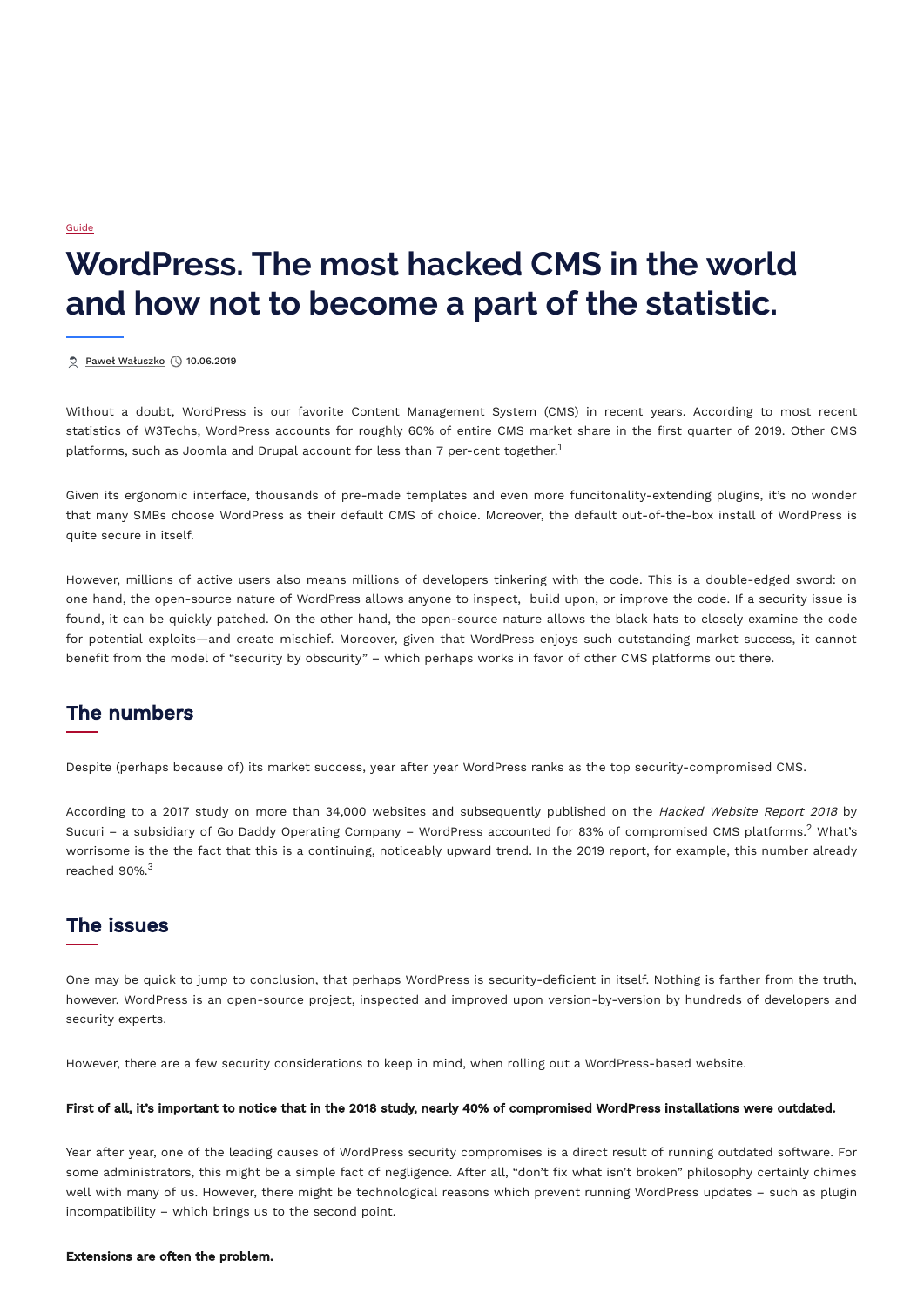Guide

# WordPress. The most hacked CMS in the world and how not to become a part of the statistic.

Paweł Wałuszko 10.06.2019

Without a doubt, WordPress is our favorite Content Management System (CMS) in recent years. According to most recent statistics of W3Techs, WordPress accounts for roughly 60% of entire CMS market share in the first quarter of 2019. Other CMS platforms, such as Joomla and Drupal account for less than 7 per-cent together.[1]

Given its ergonomic interface, thousands of pre-made templates and even more funcitonality-extending plugins, it's no wonder that many SMBs choose WordPress as their default CMS of choice. Moreover, the default out-of-the-box install of WordPress is quite secure in itself.

However, millions of active users also means millions of developers tinkering with the code. This is a double-edged sword: on one hand, the open-source nature of WordPress allows anyone to inspect, build upon, or improve the code. If a security issue is found, it can be quickly patched. On the other hand, the open-source nature allows the black hats to closely examine the code for potential exploits—and create mischief. Moreover, given that WordPress enjoys such outstanding market success, it cannot benefit from the model of "security by obscurity" – which perhaps works in favor of other CMS platforms out there.

## The numbers

Despite (perhaps because of) its market success, year after year WordPress ranks as the top security-compromised CMS.

According to a 2017 study on more than 34,000 websites and subsequently published on the *Hacked Website Report 2018* by Sucuri – a subsidiary of Go Daddy Operating Company – WordPress accounted for 83% of compromised CMS platforms.[2] What's worrisome is the the fact that this is a continuing, noticeably upward trend. In the 2019 report, for example, this number already reached 90%.[3]

## The issues

One may be quick to jump to conclusion, that perhaps WordPress is security-deficient in itself. Nothing is farther from the truth, however. WordPress is an open-source project, inspected and improved upon version-by-version by hundreds of developers and security experts.

However, there are a few security considerations to keep in mind, when rolling out a WordPress-based website.

**First of all, it's important to notice that in the 2018 study, nearly 40% of compromised WordPress installations were outdated.**

Year after year, one of the leading causes of WordPress security compromises is a direct result of running outdated software. For some administrators, this might be a simple fact of negligence. After all, "don't fix what isn't broken" philosophy certainly chimes well with many of us. However, there might be technological reasons which prevent running WordPress updates – such as plugin incompatibility – which brings us to the second point.

**Extensions are often the problem.**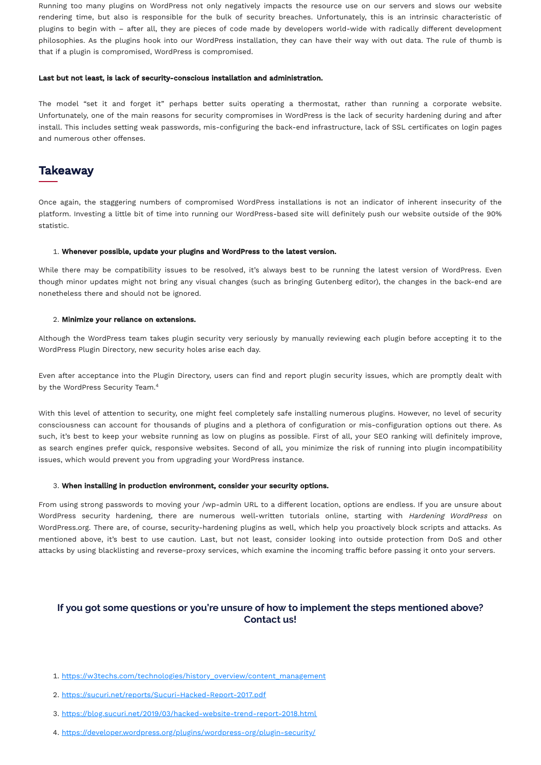Running too many plugins on WordPress not only negatively impacts the resource use on our servers and slows our website rendering time, but also is responsible for the bulk of security breaches. Unfortunately, this is an intrinsic characteristic of plugins to begin with – after all, they are pieces of code made by developers world-wide with radically different development philosophies. As the plugins hook into our WordPress installation, they can have their way with out data. The rule of thumb is that if a plugin is compromised, WordPress is compromised.

**Last but not least, is lack of security-conscious installation and administration.**

The model "set it and forget it" perhaps better suits operating a thermostat, rather than running a corporate website. Unfortunately, one of the main reasons for security compromises in WordPress is the lack of security hardening during and after install. This includes setting weak passwords, mis-configuring the back-end infrastructure, lack of SSL certificates on login pages and numerous other offenses.

## Takeaway

Once again, the staggering numbers of compromised WordPress installations is not an indicator of inherent insecurity of the platform. Investing a little bit of time into running our WordPress-based site will definitely push our website outside of the 90% statistic.

1. **Whenever possible, update your plugins and WordPress to the latest version.**

While there may be compatibility issues to be resolved, it's always best to be running the latest version of WordPress. Even though minor updates might not bring any visual changes (such as bringing Gutenberg editor), the changes in the back-end are nonetheless there and should not be ignored.

2. **Minimize your reliance on extensions.**

Although the WordPress team takes plugin security very seriously by manually reviewing each plugin before accepting it to the WordPress Plugin Directory, new security holes arise each day.

Even after acceptance into the Plugin Directory, users can find and report plugin security issues, which are promptly dealt with by the WordPress Security Team.[4]

With this level of attention to security, one might feel completely safe installing numerous plugins. However, no level of security consciousness can account for thousands of plugins and a plethora of configuration or mis-configuration options out there. As such, it's best to keep your website running as low on plugins as possible. First of all, your SEO ranking will definitely improve, as search engines prefer quick, responsive websites. Second of all, you minimize the risk of running into plugin incompatibility issues, which would prevent you from upgrading your WordPress instance.

3. **When installing in production environment, consider your security options.**

From using strong passwords to moving your /wp-admin URL to a different location, options are endless. If you are unsure about WordPress security hardening, there are numerous well-written tutorials online, starting with *Hardening WordPress* on WordPress.org. There are, of course, security-hardening plugins as well, which help you proactively block scripts and attacks. As mentioned above, it's best to use caution. Last, but not least, consider looking into outside protection from DoS and other attacks by using blacklisting and reverse-proxy services, which examine the incoming traffic before passing it onto your servers.

### If you got some questions or you're unsure of how to implement the steps mentioned above? Contact us!

1. https://w3techs.com/technologies/history_overview/content_management
2. https://sucuri.net/reports/Sucuri-Hacked-Report-2017.pdf
3. https://blog.sucuri.net/2019/03/hacked-website-trend-report-2018.html
4. https://developer.wordpress.org/plugins/wordpress-org/plugin-security/